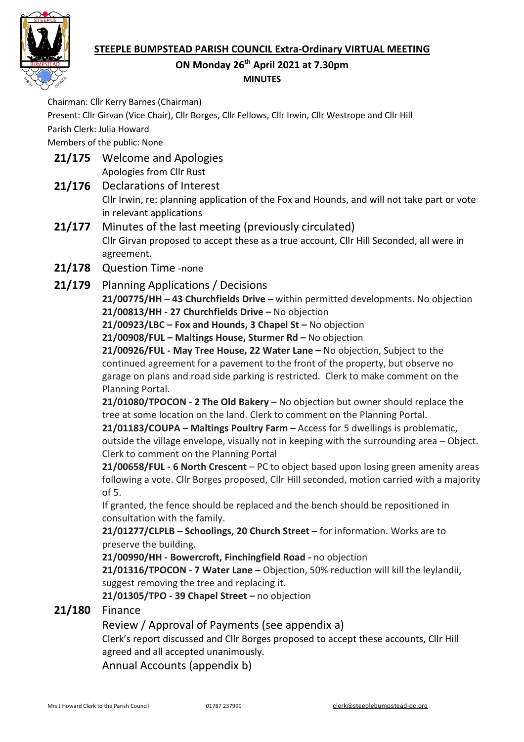**STEEPLE BUMPSTEAD PARISH COUNCIL Extra-Ordinary VIRTUAL MEETING**

**ON Monday 26th April 2021 at 7.30pm**

**MINUTES**

Chairman: Cllr Kerry Barnes (Chairman)

Present: Cllr Girvan (Vice Chair), Cllr Borges, Cllr Fellows, Cllr Irwin, Cllr Westrope and Cllr Hill

Parish Clerk: Julia Howard

Members of the public: None

**21/175** Welcome and Apologies

Apologies from Cllr Rust

**21/176** Declarations of Interest

Cllr Irwin, re: planning application of the Fox and Hounds, and will not take part or vote in relevant applications

**21/177** Minutes of the last meeting (previously circulated)

Cllr Girvan proposed to accept these as a true account, Cllr Hill Seconded, all were in agreement.

**21/178** Question Time -none

**21/179** Planning Applications / Decisions

**21/00775/HH – 43 Churchfields Drive –** within permitted developments. No objection

**21/00813/HH - 27 Churchfields Drive –** No objection

**21/00923/LBC – Fox and Hounds, 3 Chapel St –** No objection

**21/00908/FUL – Maltings House, Sturmer Rd –** No objection

**21/00926/FUL - May Tree House, 22 Water Lane –** No objection, Subject to the continued agreement for a pavement to the front of the property, but observe no garage on plans and road side parking is restricted. Clerk to make comment on the Planning Portal.

**21/01080/TPOCON - 2 The Old Bakery –** No objection but owner should replace the tree at some location on the land. Clerk to comment on the Planning Portal.

**21/01183/COUPA – Maltings Poultry Farm –** Access for 5 dwellings is problematic, outside the village envelope, visually not in keeping with the surrounding area – Object. Clerk to comment on the Planning Portal

**21/00658/FUL - 6 North Crescent** – PC to object based upon losing green amenity areas following a vote. Cllr Borges proposed, Cllr Hill seconded, motion carried with a majority of 5.

If granted, the fence should be replaced and the bench should be repositioned in consultation with the family.

**21/01277/CLPLB – Schoolings, 20 Church Street –** for information. Works are to preserve the building.

**21/00990/HH - Bowercroft, Finchingfield Road -** no objection

**21/01316/TPOCON - 7 Water Lane –** Objection, 50% reduction will kill the leylandii, suggest removing the tree and replacing it.

**21/01305/TPO - 39 Chapel Street –** no objection

**21/180** Finance

Review / Approval of Payments (see appendix a)

Clerk's report discussed and Cllr Borges proposed to accept these accounts, Cllr Hill agreed and all accepted unanimously.

Annual Accounts (appendix b)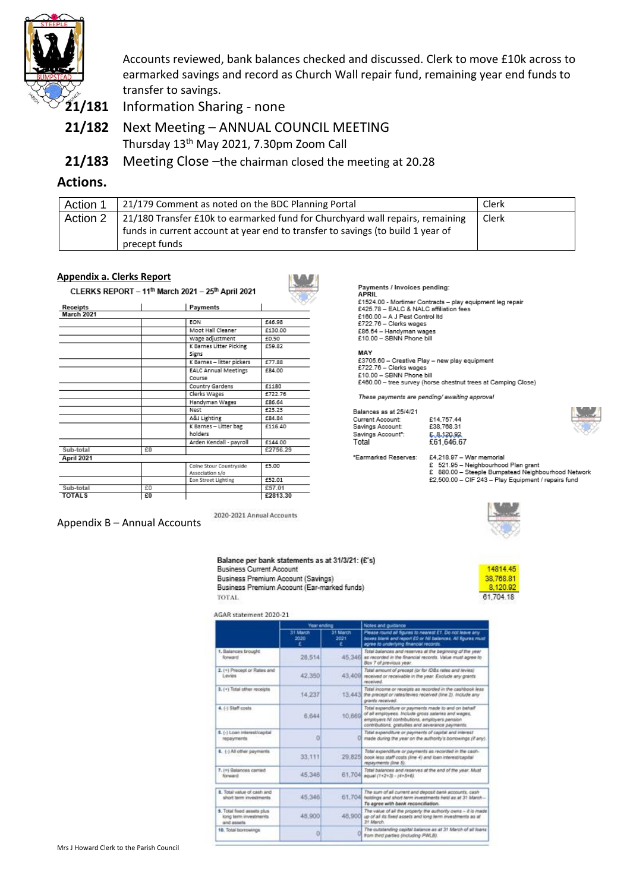Accounts reviewed, bank balances checked and discussed. Clerk to move £10k across to earmarked savings and record as Church Wall repair fund, remaining year end funds to transfer to savings.

**21/181** Information Sharing - none

**21/182** Next Meeting – ANNUAL COUNCIL MEETING
Thursday 13th May 2021, 7.30pm Zoom Call

**21/183** Meeting Close –the chairman closed the meeting at 20.28

## Actions.

| | | |
|---|---|---|
| Action 1 | 21/179 Comment as noted on the BDC Planning Portal | Clerk |
| Action 2 | 21/180 Transfer £10k to earmarked fund for Churchyard wall repairs, remaining funds in current account at year end to transfer to savings (to build 1 year of precept funds | Clerk |

### Appendix a. Clerks Report

CLERKS REPORT – 11th March 2021 – 25th April 2021

| Receipts | | Payments | |
|---|---|---|---|
| **March 2021** | | | |
| | | EON | £46.98 |
| | | Moot Hall Cleaner | £130.00 |
| | | Wage adjustment | £0.50 |
| | | K Barnes Litter Picking Signs | £59.82 |
| | | K Barnes – litter pickers | £77.88 |
| | | EALC Annual Meetings Course | £84.00 |
| | | Country Gardens | £1180 |
| | | Clerks Wages | £722.76 |
| | | Handyman Wages | £86.64 |
| | | Nest | £23.23 |
| | | A&J Lighting | £84.84 |
| | | K Barnes – Litter bag holders | £116.40 |
| | | Arden Kendall - payroll | £144.00 |
| Sub-total | £0 | | £2756.29 |
| **April 2021** | | | |
| | | Colne Stour Countryside Association s/o | £5.00 |
| | | Eon Street Lighting | £52.01 |
| Sub-total | £0 | | £57.01 |
| **TOTALS** | **£0** | | **£2813.30** |

**Payments / Invoices pending:**

**APRIL**
£1524.00 - Mortimer Contracts – play equipment leg repair
£425.78 – EALC & NALC affiliation fees
£180.00 – A J Pest Control ltd
£722.76 – Clerks wages
£86.64 – Handyman wages
£10.00 – SBNN Phone bill

**MAY**
£3705.60 – Creative Play – new play equipment
£722.76 – Clerks wages
£10.00 – SBNN Phone bill
£460.00 – tree survey (horse chestnut trees at Camping Close)

*These payments are pending/ awaiting approval*

| | |
|---|---|
| Balances as at 25/4/21 | |
| Current Account: | £14,757.44 |
| Savings Account: | £38,768.31 |
| Savings Account*: | £ 8,120.92 |
| Total | £61,646.67 |

*Earmarked Reserves:
£4,218.97 – War memorial
£ 521.95 – Neighbourhood Plan grant
£ 880.00 – Steeple Bumpstead Neighbourhood Network
£2,500.00 – CIF 243 – Play Equipment / repairs fund

Appendix B – Annual Accounts

2020-2021 Annual Accounts

**Balance per bank statements as at 31/3/21: (£'s)**

| | |
|---|---|
| Business Current Account | 14814.45 |
| Business Premium Account (Savings) | 38,768.81 |
| Business Premium Account (Ear-marked funds) | 8,120.92 |
| TOTAL | 61,704.18 |

AGAR statement 2020-21

| | Year ending | | Notes and guidance |
|---|---|---|---|
| | 31 March 2020 £ | 31 March 2021 £ | Please round all figures to nearest £1. Do not leave any boxes blank and report £0 or Nil balances. All figures must agree to underlying financial records. |
| 1. Balances brought forward | 28,514 | 45,346 | Total balances and reserves at the beginning of the year as recorded in the financial records. Value must agree to Box 7 of previous year. |
| 2. (+) Precept or Rates and Levies | 42,350 | 43,409 | Total amount of precept (or for IDBs rates and levies) received or receivable in the year. Exclude any grants received. |
| 3. (+) Total other receipts | 14,237 | 13,443 | Total income or receipts as recorded in the cashbook less the precept or rates/levies received (line 2). Include any grants received. |
| 4. (-) Staff costs | 6,644 | 10,669 | Total expenditure or payments made to and on behalf of all employees. Include gross salaries and wages, employers NI contributions, employers pension contributions, gratuities and severance payments. |
| 5. (-) Loan interest/capital repayments | 0 | 0 | Total expenditure or payments of capital and interest made during the year on the authority's borrowings (if any). |
| 6. (-) All other payments | 33,111 | 29,825 | Total expenditure or payments as recorded in the cash-book less staff costs (line 4) and loan interest/capital repayments (line 5). |
| 7. (=) Balances carried forward | 45,346 | 61,704 | Total balances and reserves at the end of the year. Must equal (1+2+3) - (4+5+6). |
| 8. Total value of cash and short term investments | 45,346 | 61,704 | The sum of all current and deposit bank accounts, cash holdings and short term investments held as at 31 March – To agree with bank reconciliation. |
| 9. Total fixed assets plus long term investments and assets | 48,900 | 48,900 | The value of all the property the authority owns – it is made up of all its fixed assets and long term investments as at 31 March |
| 10. Total borrowings | 0 | 0 | The outstanding capital balance as at 31 March of all loans from third parties (including PWLB). |

Mrs J Howard Clerk to the Parish Council